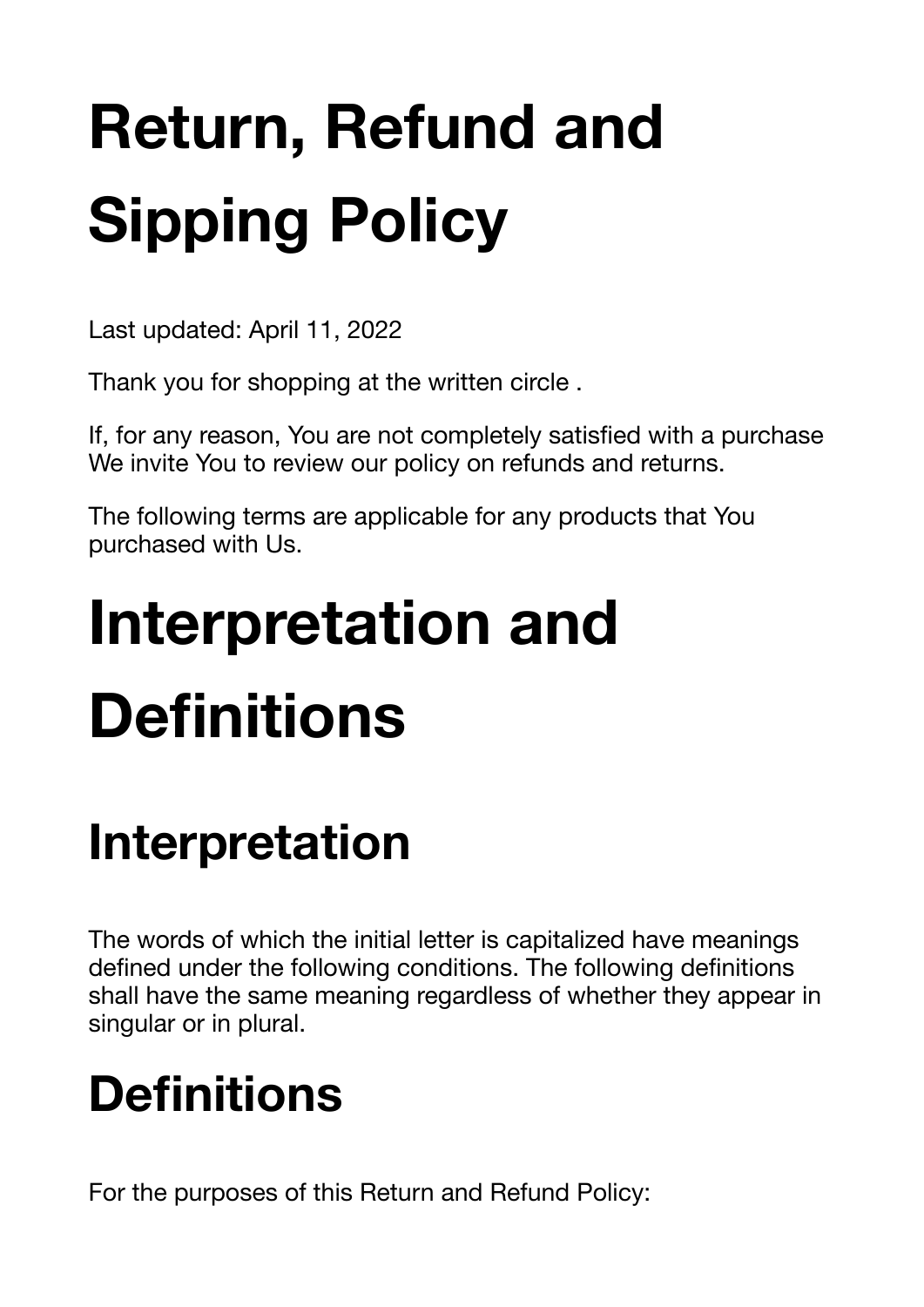# Return, Refund and Sipping Policy

Last updated: April 11, 2022

Thank you for shopping at the written circle .

If, for any reason, You are not completely satisfied with a purchase We invite You to review our policy on refunds and returns.

The following terms are applicable for any products that You purchased with Us.

# Interpretation and Definitions

## Interpretation

The words of which the initial letter is capitalized have meanings defined under the following conditions. The following definitions shall have the same meaning regardless of whether they appear in singular or in plural.

## Definitions

For the purposes of this Return and Refund Policy: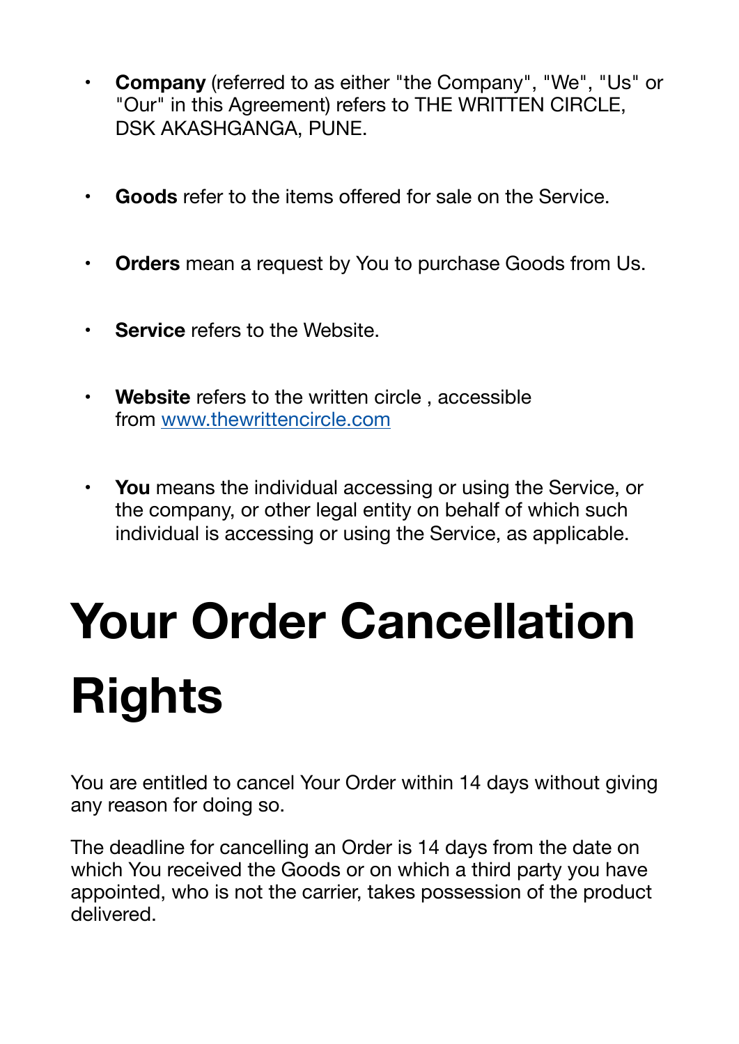- **Company** (referred to as either "the Company", "We", "Us" or "Our" in this Agreement) refers to THE WRITTEN CIRCLE, DSK AKASHGANGA, PUNE.
- **Goods** refer to the items offered for sale on the Service.
- **Orders** mean a request by You to purchase Goods from Us.
- **Service** refers to the Website.
- **Website** refers to the written circle , accessible from [www.thewrittencircle.com](http://www.thewrittencircle.com)
- **You** means the individual accessing or using the Service, or the company, or other legal entity on behalf of which such individual is accessing or using the Service, as applicable.

# Your Order Cancellation Rights

You are entitled to cancel Your Order within 14 days without giving any reason for doing so.

The deadline for cancelling an Order is 14 days from the date on which You received the Goods or on which a third party you have appointed, who is not the carrier, takes possession of the product delivered.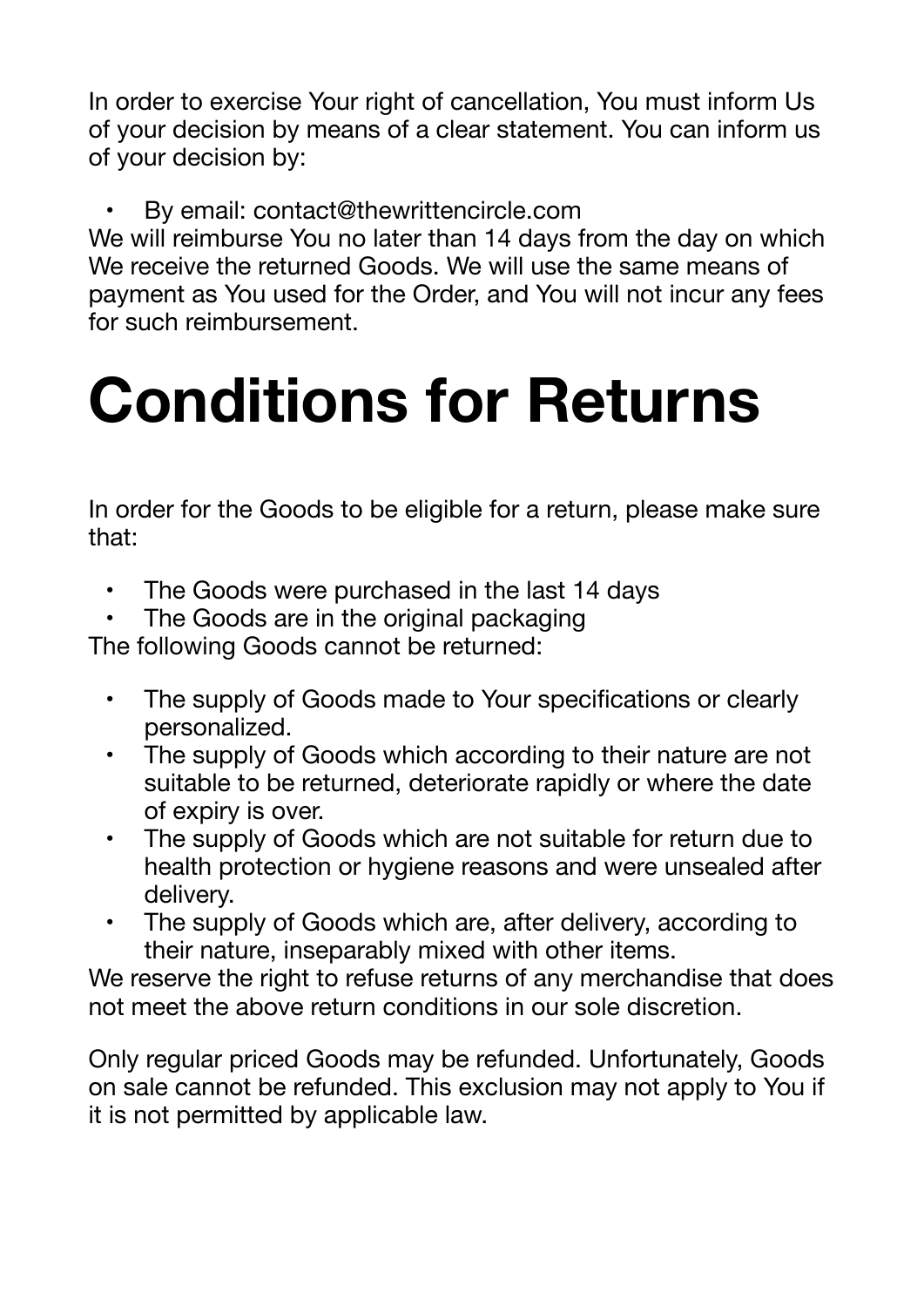In order to exercise Your right of cancellation, You must inform Us of your decision by means of a clear statement. You can inform us of your decision by:

- By email: contact@thewrittencircle.com

We will reimburse You no later than 14 days from the day on which We receive the returned Goods. We will use the same means of payment as You used for the Order, and You will not incur any fees for such reimbursement.

# Conditions for Returns

In order for the Goods to be eligible for a return, please make sure that:

- The Goods were purchased in the last 14 days
- The Goods are in the original packaging

The following Goods cannot be returned:

- The supply of Goods made to Your specifications or clearly personalized.
- The supply of Goods which according to their nature are not suitable to be returned, deteriorate rapidly or where the date of expiry is over.
- The supply of Goods which are not suitable for return due to health protection or hygiene reasons and were unsealed after delivery.
- The supply of Goods which are, after delivery, according to their nature, inseparably mixed with other items.

We reserve the right to refuse returns of any merchandise that does not meet the above return conditions in our sole discretion.

Only regular priced Goods may be refunded. Unfortunately, Goods on sale cannot be refunded. This exclusion may not apply to You if it is not permitted by applicable law.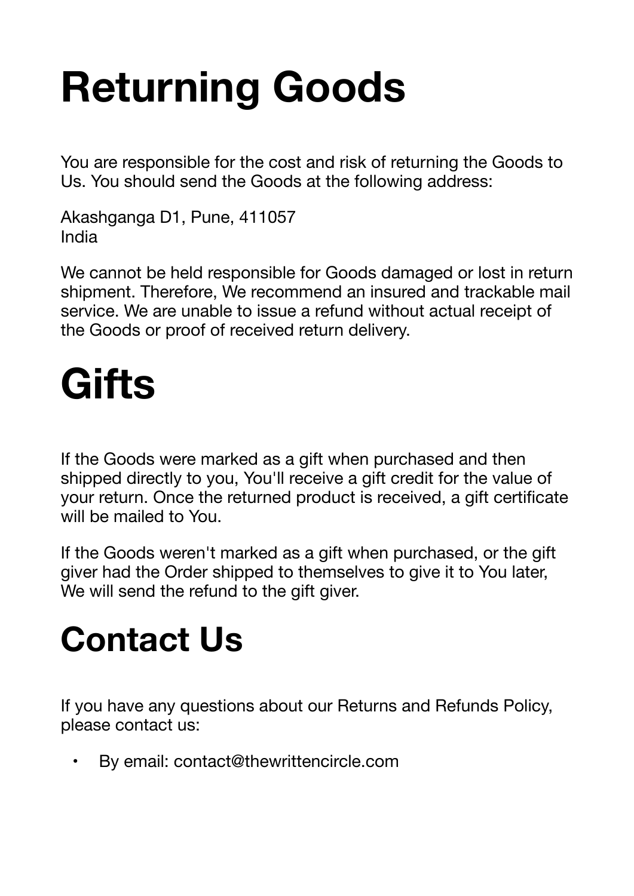# Returning Goods

You are responsible for the cost and risk of returning the Goods to Us. You should send the Goods at the following address:

Akashganga D1, Pune, 411057
India

We cannot be held responsible for Goods damaged or lost in return shipment. Therefore, We recommend an insured and trackable mail service. We are unable to issue a refund without actual receipt of the Goods or proof of received return delivery.

# Gifts

If the Goods were marked as a gift when purchased and then shipped directly to you, You'll receive a gift credit for the value of your return. Once the returned product is received, a gift certificate will be mailed to You.

If the Goods weren't marked as a gift when purchased, or the gift giver had the Order shipped to themselves to give it to You later, We will send the refund to the gift giver.

## Contact Us

If you have any questions about our Returns and Refunds Policy, please contact us:

- By email: contact@thewrittencircle.com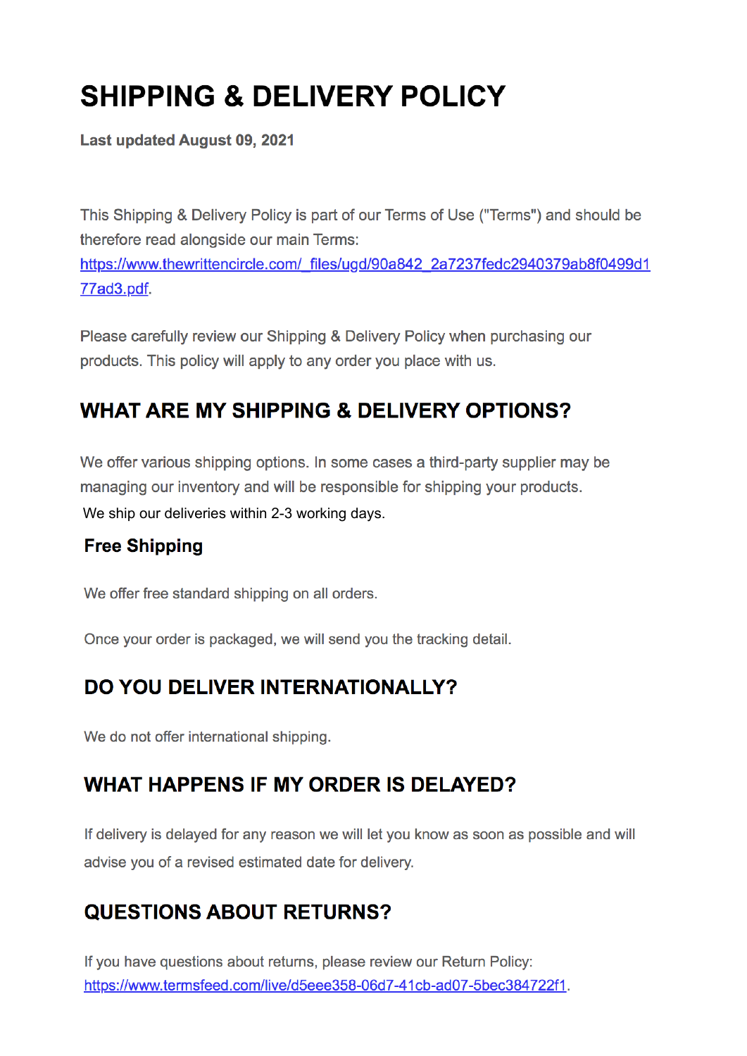# SHIPPING & DELIVERY POLICY

**Last updated August 09, 2021**

This Shipping & Delivery Policy is part of our Terms of Use ("Terms") and should be therefore read alongside our main Terms: https://www.thewrittencircle.com/_files/ugd/90a842_2a7237fedc2940379ab8f0499d177ad3.pdf.

Please carefully review our Shipping & Delivery Policy when purchasing our products. This policy will apply to any order you place with us.

## WHAT ARE MY SHIPPING & DELIVERY OPTIONS?

We offer various shipping options. In some cases a third-party supplier may be managing our inventory and will be responsible for shipping your products.

We ship our deliveries within 2-3 working days.

### Free Shipping

We offer free standard shipping on all orders.

Once your order is packaged, we will send you the tracking detail.

## DO YOU DELIVER INTERNATIONALLY?

We do not offer international shipping.

## WHAT HAPPENS IF MY ORDER IS DELAYED?

If delivery is delayed for any reason we will let you know as soon as possible and will advise you of a revised estimated date for delivery.

## QUESTIONS ABOUT RETURNS?

If you have questions about returns, please review our Return Policy: https://www.termsfeed.com/live/d5eee358-06d7-41cb-ad07-5bec384722f1.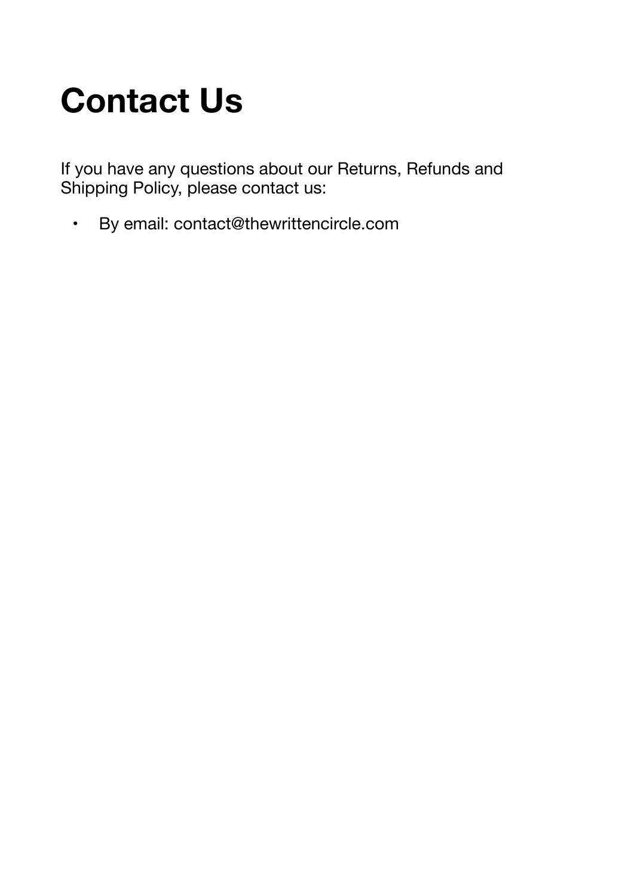# Contact Us

If you have any questions about our Returns, Refunds and Shipping Policy, please contact us:

- By email: contact@thewrittencircle.com